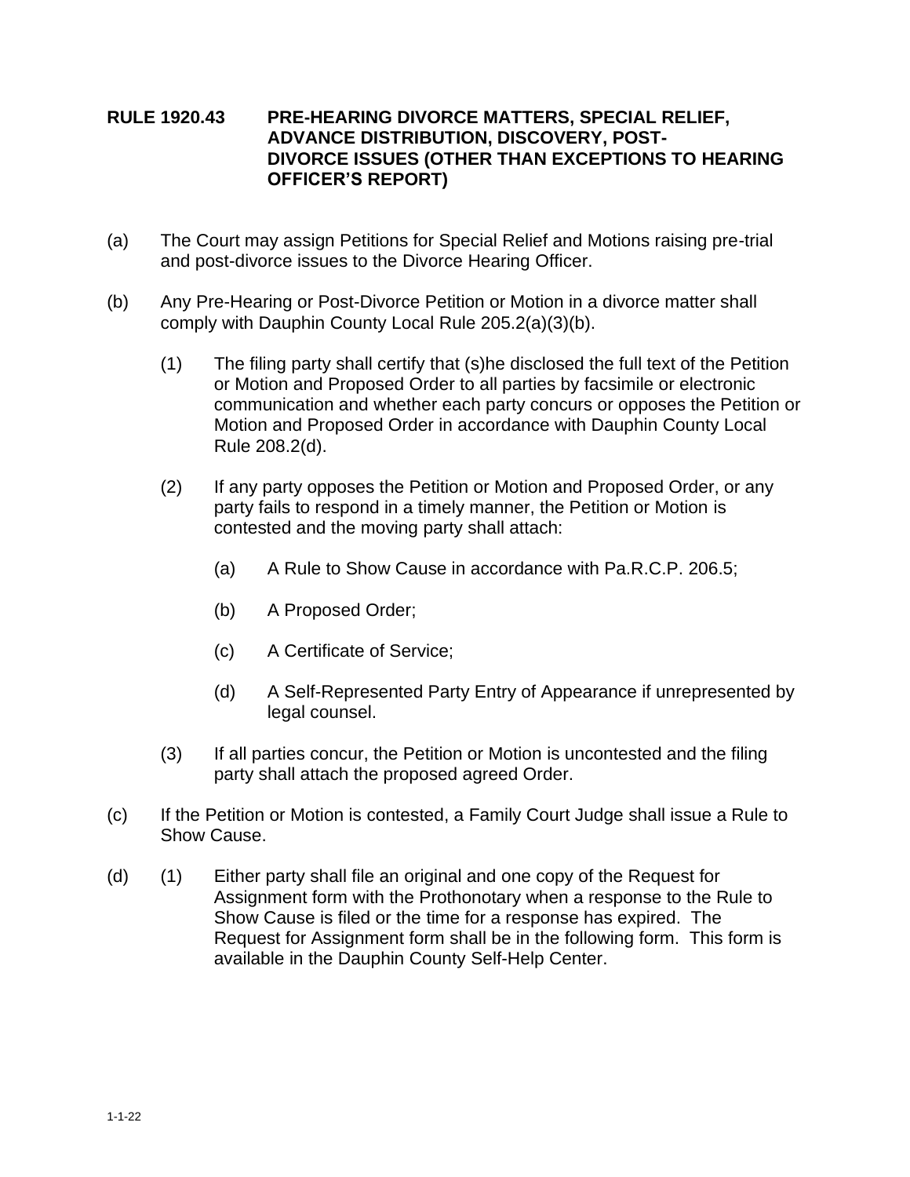# RULE 1920.43 PRE-HEARING DIVORCE MATTERS, SPECIAL RELIEF, ADVANCE DISTRIBUTION, DISCOVERY, POST-DIVORCE ISSUES (OTHER THAN EXCEPTIONS TO HEARING OFFICER'S REPORT)

(a) The Court may assign Petitions for Special Relief and Motions raising pre-trial and post-divorce issues to the Divorce Hearing Officer.

(b) Any Pre-Hearing or Post-Divorce Petition or Motion in a divorce matter shall comply with Dauphin County Local Rule 205.2(a)(3)(b).

> (1) The filing party shall certify that (s)he disclosed the full text of the Petition or Motion and Proposed Order to all parties by facsimile or electronic communication and whether each party concurs or opposes the Petition or Motion and Proposed Order in accordance with Dauphin County Local Rule 208.2(d).
>
> (2) If any party opposes the Petition or Motion and Proposed Order, or any party fails to respond in a timely manner, the Petition or Motion is contested and the moving party shall attach:
>
> > (a) A Rule to Show Cause in accordance with Pa.R.C.P. 206.5;
> >
> > (b) A Proposed Order;
> >
> > (c) A Certificate of Service;
> >
> > (d) A Self-Represented Party Entry of Appearance if unrepresented by legal counsel.
>
> (3) If all parties concur, the Petition or Motion is uncontested and the filing party shall attach the proposed agreed Order.

(c) If the Petition or Motion is contested, a Family Court Judge shall issue a Rule to Show Cause.

(d) (1) Either party shall file an original and one copy of the Request for Assignment form with the Prothonotary when a response to the Rule to Show Cause is filed or the time for a response has expired. The Request for Assignment form shall be in the following form. This form is available in the Dauphin County Self-Help Center.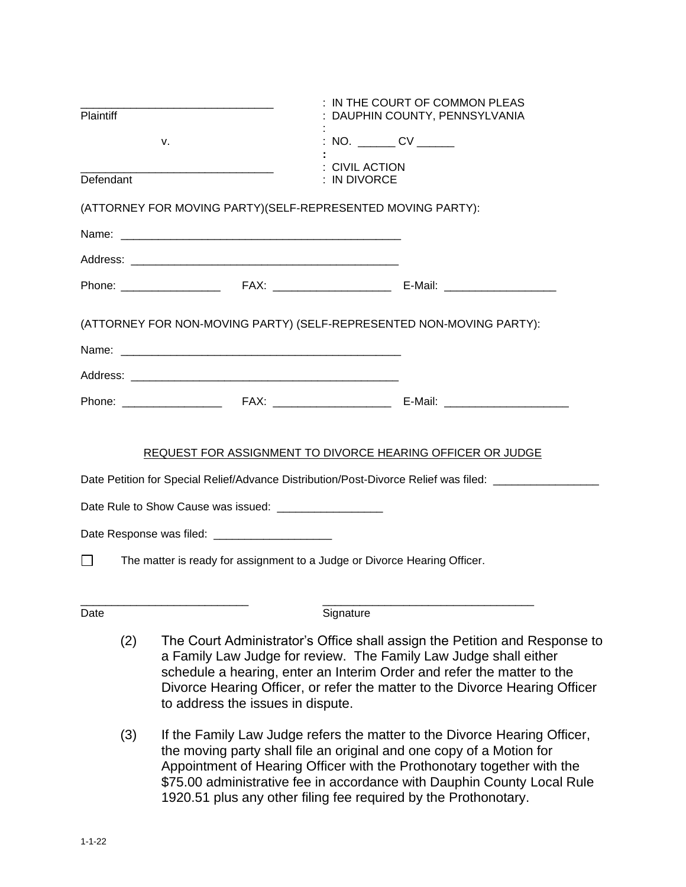| | |
|---|---|
| _______________________________ | : IN THE COURT OF COMMON PLEAS |
| Plaintiff | : DAUPHIN COUNTY, PENNSYLVANIA |
| | : |
| v. | : NO. ______ CV ______ |
| | : |
| _______________________________ | : CIVIL ACTION |
| Defendant | : IN DIVORCE |

(ATTORNEY FOR MOVING PARTY)(SELF-REPRESENTED MOVING PARTY):

Name: ______________________________________________

Address: ____________________________________________

Phone: ________________ FAX: ___________________ E-Mail: __________________

(ATTORNEY FOR NON-MOVING PARTY) (SELF-REPRESENTED NON-MOVING PARTY):

Name: ______________________________________________

Address: ____________________________________________

Phone: ________________ FAX: ___________________ E-Mail: ____________________

REQUEST FOR ASSIGNMENT TO DIVORCE HEARING OFFICER OR JUDGE

Date Petition for Special Relief/Advance Distribution/Post-Divorce Relief was filed: _________________

Date Rule to Show Cause was issued: _________________

Date Response was filed: ___________________

☐ The matter is ready for assignment to a Judge or Divorce Hearing Officer.

___________________________ _________________________________

Date Signature

(2) The Court Administrator's Office shall assign the Petition and Response to a Family Law Judge for review. The Family Law Judge shall either schedule a hearing, enter an Interim Order and refer the matter to the Divorce Hearing Officer, or refer the matter to the Divorce Hearing Officer to address the issues in dispute.

(3) If the Family Law Judge refers the matter to the Divorce Hearing Officer, the moving party shall file an original and one copy of a Motion for Appointment of Hearing Officer with the Prothonotary together with the $75.00 administrative fee in accordance with Dauphin County Local Rule 1920.51 plus any other filing fee required by the Prothonotary.

1-1-22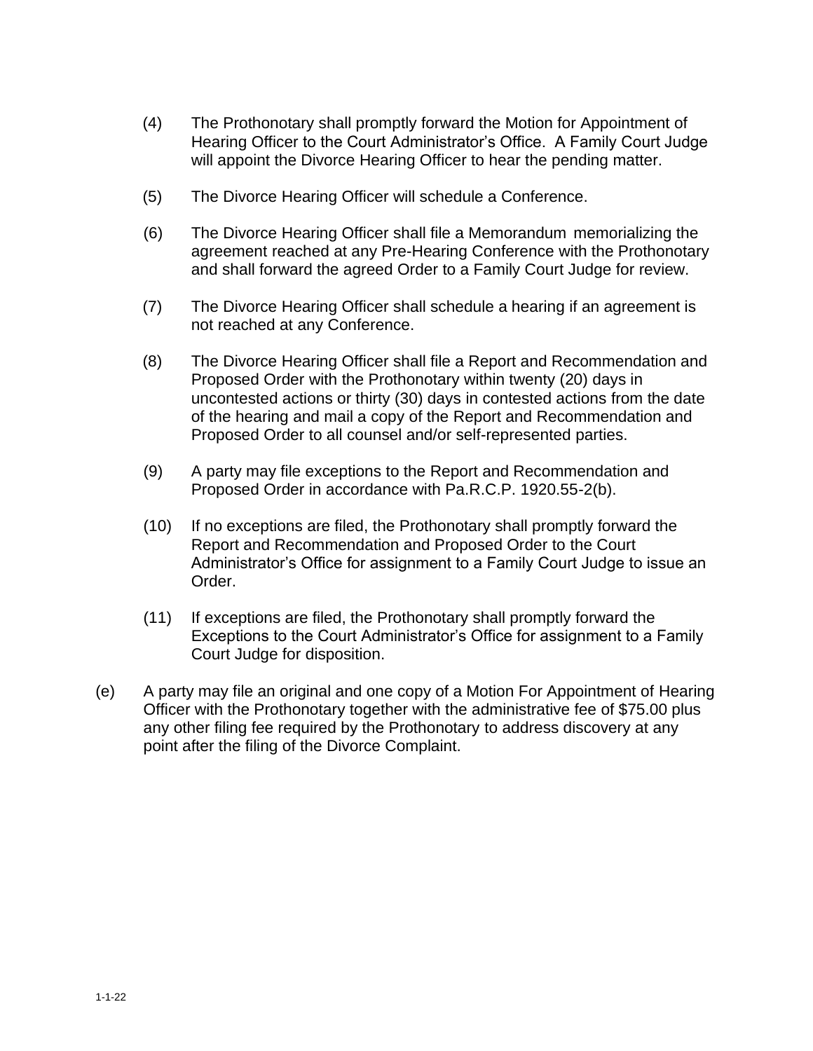(4) The Prothonotary shall promptly forward the Motion for Appointment of Hearing Officer to the Court Administrator's Office. A Family Court Judge will appoint the Divorce Hearing Officer to hear the pending matter.

(5) The Divorce Hearing Officer will schedule a Conference.

(6) The Divorce Hearing Officer shall file a Memorandum memorializing the agreement reached at any Pre-Hearing Conference with the Prothonotary and shall forward the agreed Order to a Family Court Judge for review.

(7) The Divorce Hearing Officer shall schedule a hearing if an agreement is not reached at any Conference.

(8) The Divorce Hearing Officer shall file a Report and Recommendation and Proposed Order with the Prothonotary within twenty (20) days in uncontested actions or thirty (30) days in contested actions from the date of the hearing and mail a copy of the Report and Recommendation and Proposed Order to all counsel and/or self-represented parties.

(9) A party may file exceptions to the Report and Recommendation and Proposed Order in accordance with Pa.R.C.P. 1920.55-2(b).

(10) If no exceptions are filed, the Prothonotary shall promptly forward the Report and Recommendation and Proposed Order to the Court Administrator's Office for assignment to a Family Court Judge to issue an Order.

(11) If exceptions are filed, the Prothonotary shall promptly forward the Exceptions to the Court Administrator's Office for assignment to a Family Court Judge for disposition.

(e) A party may file an original and one copy of a Motion For Appointment of Hearing Officer with the Prothonotary together with the administrative fee of $75.00 plus any other filing fee required by the Prothonotary to address discovery at any point after the filing of the Divorce Complaint.